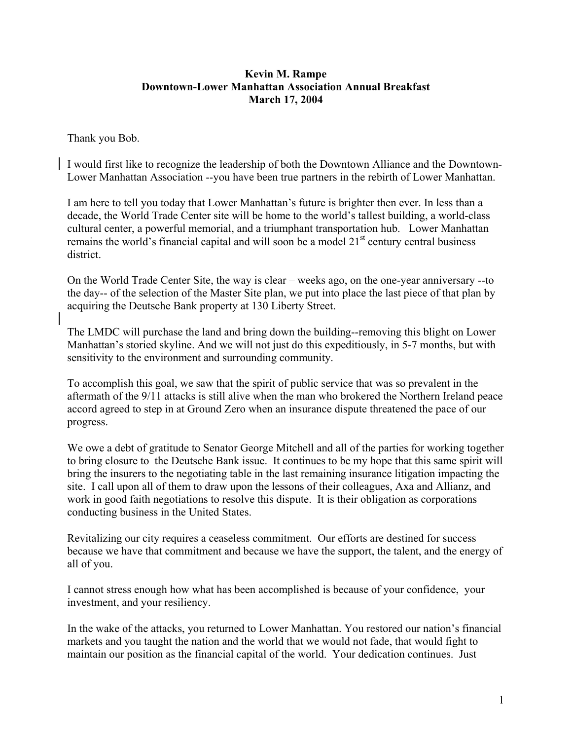**Kevin M. Rampe**
**Downtown-Lower Manhattan Association Annual Breakfast**
**March 17, 2004**

Thank you Bob.

I would first like to recognize the leadership of both the Downtown Alliance and the Downtown-Lower Manhattan Association --you have been true partners in the rebirth of Lower Manhattan.

I am here to tell you today that Lower Manhattan's future is brighter then ever. In less than a decade, the World Trade Center site will be home to the world's tallest building, a world-class cultural center, a powerful memorial, and a triumphant transportation hub. Lower Manhattan remains the world's financial capital and will soon be a model 21st century central business district.

On the World Trade Center Site, the way is clear – weeks ago, on the one-year anniversary --to the day-- of the selection of the Master Site plan, we put into place the last piece of that plan by acquiring the Deutsche Bank property at 130 Liberty Street.

The LMDC will purchase the land and bring down the building--removing this blight on Lower Manhattan's storied skyline. And we will not just do this expeditiously, in 5-7 months, but with sensitivity to the environment and surrounding community.

To accomplish this goal, we saw that the spirit of public service that was so prevalent in the aftermath of the 9/11 attacks is still alive when the man who brokered the Northern Ireland peace accord agreed to step in at Ground Zero when an insurance dispute threatened the pace of our progress.

We owe a debt of gratitude to Senator George Mitchell and all of the parties for working together to bring closure to the Deutsche Bank issue. It continues to be my hope that this same spirit will bring the insurers to the negotiating table in the last remaining insurance litigation impacting the site. I call upon all of them to draw upon the lessons of their colleagues, Axa and Allianz, and work in good faith negotiations to resolve this dispute. It is their obligation as corporations conducting business in the United States.

Revitalizing our city requires a ceaseless commitment. Our efforts are destined for success because we have that commitment and because we have the support, the talent, and the energy of all of you.

I cannot stress enough how what has been accomplished is because of your confidence, your investment, and your resiliency.

In the wake of the attacks, you returned to Lower Manhattan. You restored our nation's financial markets and you taught the nation and the world that we would not fade, that would fight to maintain our position as the financial capital of the world. Your dedication continues. Just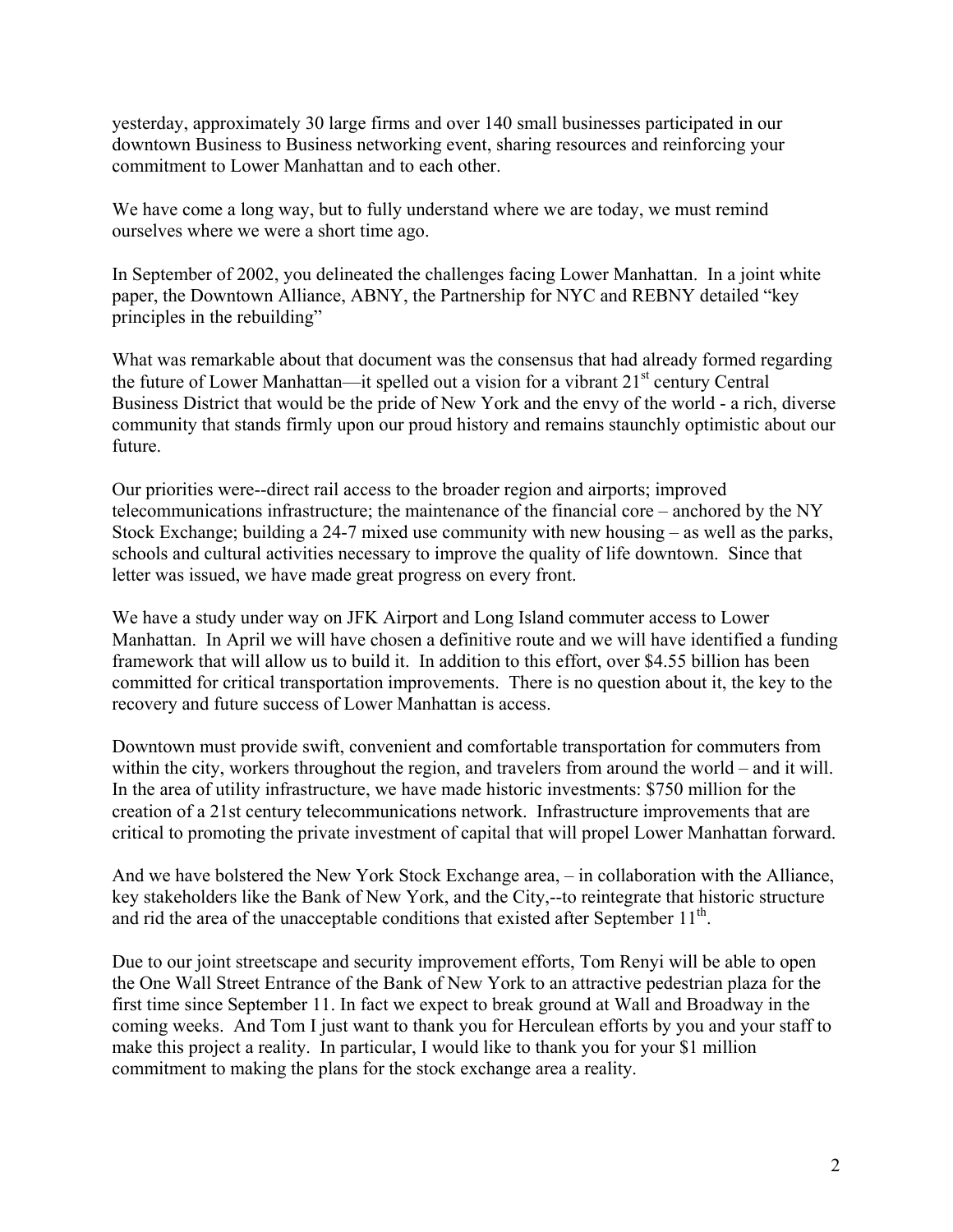yesterday, approximately 30 large firms and over 140 small businesses participated in our downtown Business to Business networking event, sharing resources and reinforcing your commitment to Lower Manhattan and to each other.

We have come a long way, but to fully understand where we are today, we must remind ourselves where we were a short time ago.

In September of 2002, you delineated the challenges facing Lower Manhattan. In a joint white paper, the Downtown Alliance, ABNY, the Partnership for NYC and REBNY detailed "key principles in the rebuilding"

What was remarkable about that document was the consensus that had already formed regarding the future of Lower Manhattan—it spelled out a vision for a vibrant 21st century Central Business District that would be the pride of New York and the envy of the world - a rich, diverse community that stands firmly upon our proud history and remains staunchly optimistic about our future.

Our priorities were--direct rail access to the broader region and airports; improved telecommunications infrastructure; the maintenance of the financial core – anchored by the NY Stock Exchange; building a 24-7 mixed use community with new housing – as well as the parks, schools and cultural activities necessary to improve the quality of life downtown. Since that letter was issued, we have made great progress on every front.

We have a study under way on JFK Airport and Long Island commuter access to Lower Manhattan. In April we will have chosen a definitive route and we will have identified a funding framework that will allow us to build it. In addition to this effort, over $4.55 billion has been committed for critical transportation improvements. There is no question about it, the key to the recovery and future success of Lower Manhattan is access.

Downtown must provide swift, convenient and comfortable transportation for commuters from within the city, workers throughout the region, and travelers from around the world – and it will. In the area of utility infrastructure, we have made historic investments: $750 million for the creation of a 21st century telecommunications network. Infrastructure improvements that are critical to promoting the private investment of capital that will propel Lower Manhattan forward.

And we have bolstered the New York Stock Exchange area, – in collaboration with the Alliance, key stakeholders like the Bank of New York, and the City,--to reintegrate that historic structure and rid the area of the unacceptable conditions that existed after September 11th.

Due to our joint streetscape and security improvement efforts, Tom Renyi will be able to open the One Wall Street Entrance of the Bank of New York to an attractive pedestrian plaza for the first time since September 11. In fact we expect to break ground at Wall and Broadway in the coming weeks. And Tom I just want to thank you for Herculean efforts by you and your staff to make this project a reality. In particular, I would like to thank you for your $1 million commitment to making the plans for the stock exchange area a reality.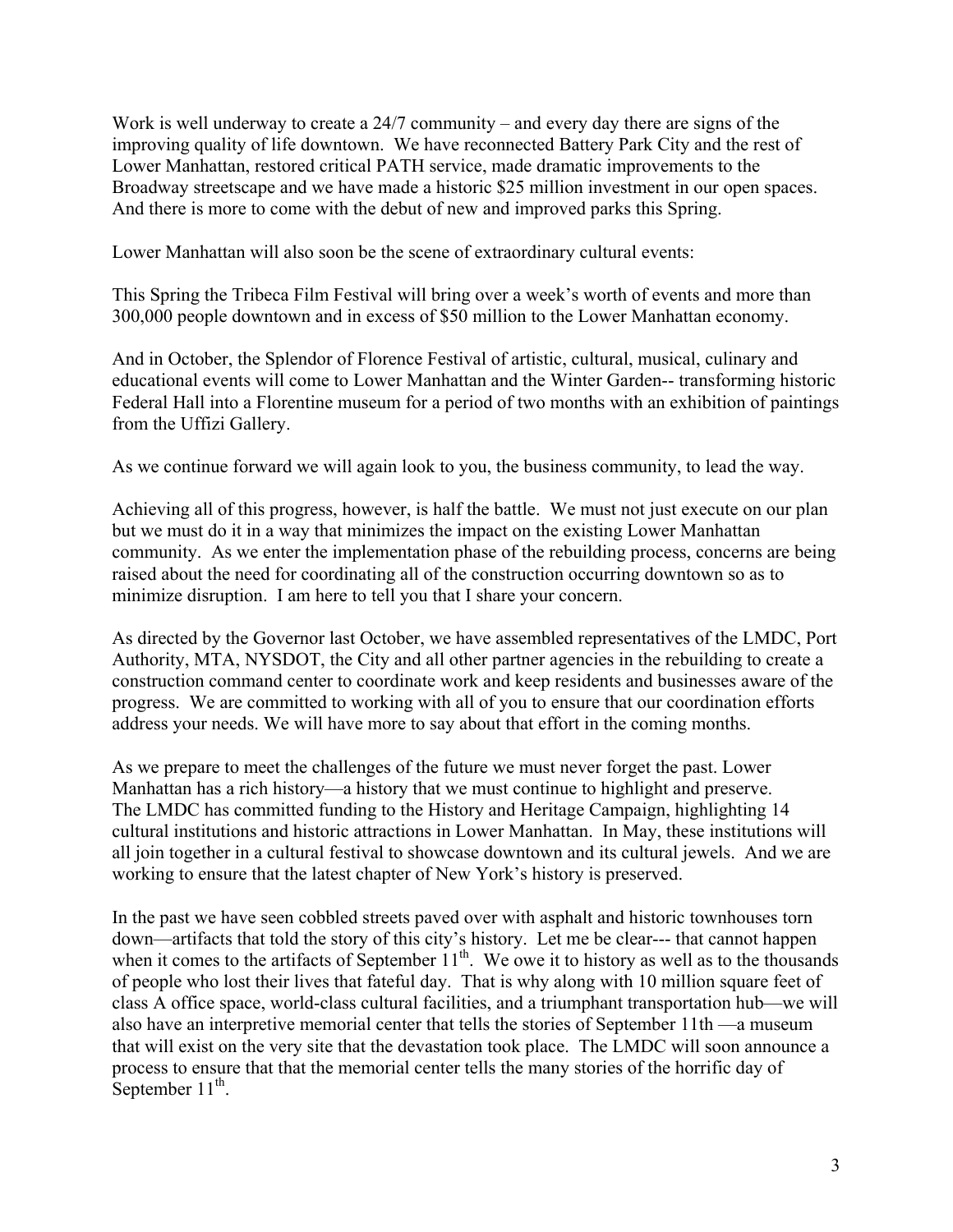Work is well underway to create a 24/7 community – and every day there are signs of the improving quality of life downtown. We have reconnected Battery Park City and the rest of Lower Manhattan, restored critical PATH service, made dramatic improvements to the Broadway streetscape and we have made a historic $25 million investment in our open spaces. And there is more to come with the debut of new and improved parks this Spring.

Lower Manhattan will also soon be the scene of extraordinary cultural events:

This Spring the Tribeca Film Festival will bring over a week's worth of events and more than 300,000 people downtown and in excess of $50 million to the Lower Manhattan economy.

And in October, the Splendor of Florence Festival of artistic, cultural, musical, culinary and educational events will come to Lower Manhattan and the Winter Garden-- transforming historic Federal Hall into a Florentine museum for a period of two months with an exhibition of paintings from the Uffizi Gallery.

As we continue forward we will again look to you, the business community, to lead the way.

Achieving all of this progress, however, is half the battle. We must not just execute on our plan but we must do it in a way that minimizes the impact on the existing Lower Manhattan community. As we enter the implementation phase of the rebuilding process, concerns are being raised about the need for coordinating all of the construction occurring downtown so as to minimize disruption. I am here to tell you that I share your concern.

As directed by the Governor last October, we have assembled representatives of the LMDC, Port Authority, MTA, NYSDOT, the City and all other partner agencies in the rebuilding to create a construction command center to coordinate work and keep residents and businesses aware of the progress. We are committed to working with all of you to ensure that our coordination efforts address your needs. We will have more to say about that effort in the coming months.

As we prepare to meet the challenges of the future we must never forget the past. Lower Manhattan has a rich history—a history that we must continue to highlight and preserve. The LMDC has committed funding to the History and Heritage Campaign, highlighting 14 cultural institutions and historic attractions in Lower Manhattan. In May, these institutions will all join together in a cultural festival to showcase downtown and its cultural jewels. And we are working to ensure that the latest chapter of New York's history is preserved.

In the past we have seen cobbled streets paved over with asphalt and historic townhouses torn down—artifacts that told the story of this city's history. Let me be clear--- that cannot happen when it comes to the artifacts of September 11th. We owe it to history as well as to the thousands of people who lost their lives that fateful day. That is why along with 10 million square feet of class A office space, world-class cultural facilities, and a triumphant transportation hub—we will also have an interpretive memorial center that tells the stories of September 11th —a museum that will exist on the very site that the devastation took place. The LMDC will soon announce a process to ensure that that the memorial center tells the many stories of the horrific day of September 11th.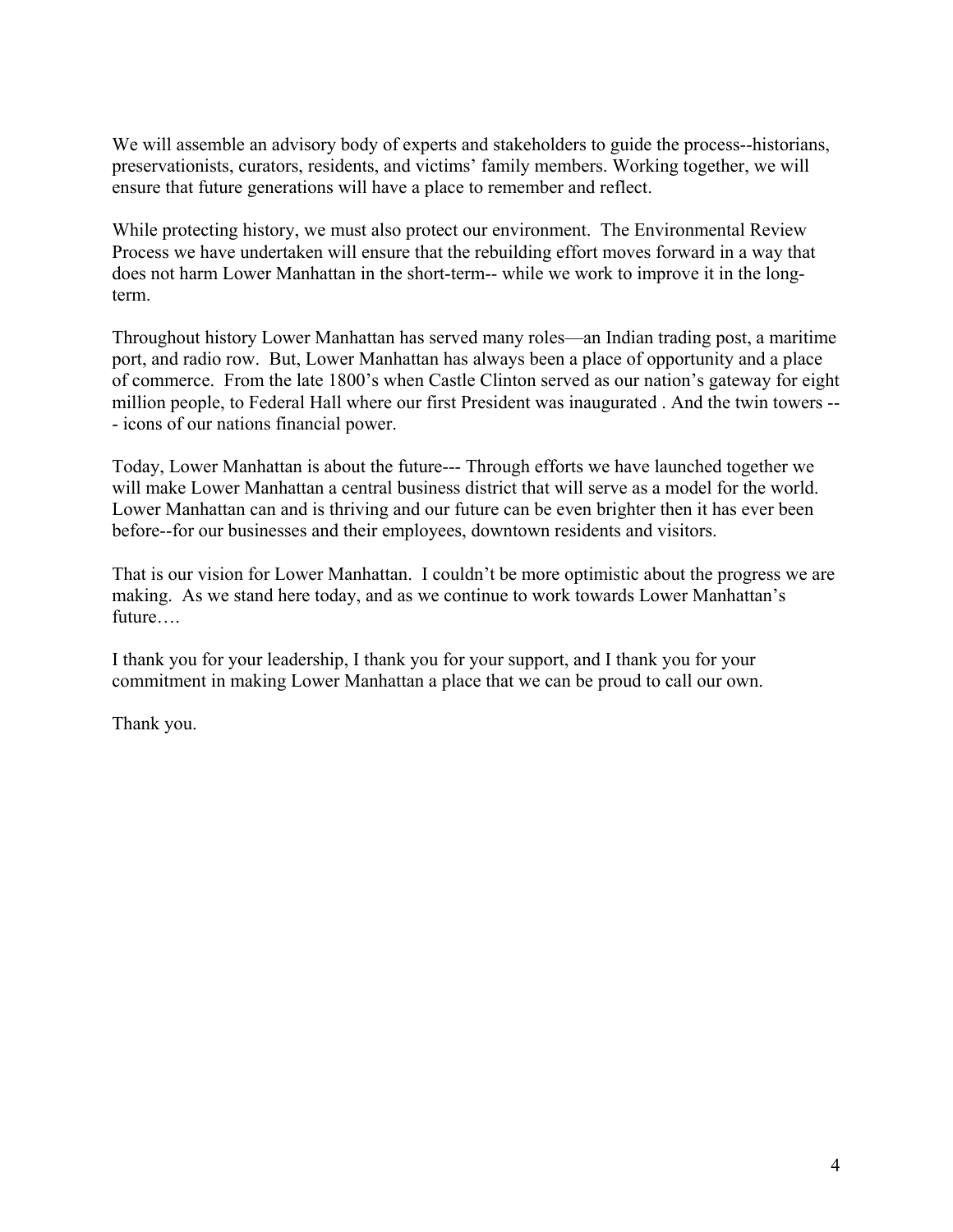We will assemble an advisory body of experts and stakeholders to guide the process--historians, preservationists, curators, residents, and victims' family members. Working together, we will ensure that future generations will have a place to remember and reflect.

While protecting history, we must also protect our environment. The Environmental Review Process we have undertaken will ensure that the rebuilding effort moves forward in a way that does not harm Lower Manhattan in the short-term-- while we work to improve it in the long-term.

Throughout history Lower Manhattan has served many roles—an Indian trading post, a maritime port, and radio row. But, Lower Manhattan has always been a place of opportunity and a place of commerce. From the late 1800's when Castle Clinton served as our nation's gateway for eight million people, to Federal Hall where our first President was inaugurated . And the twin towers --- icons of our nations financial power.

Today, Lower Manhattan is about the future--- Through efforts we have launched together we will make Lower Manhattan a central business district that will serve as a model for the world. Lower Manhattan can and is thriving and our future can be even brighter then it has ever been before--for our businesses and their employees, downtown residents and visitors.

That is our vision for Lower Manhattan. I couldn't be more optimistic about the progress we are making. As we stand here today, and as we continue to work towards Lower Manhattan's future….

I thank you for your leadership, I thank you for your support, and I thank you for your commitment in making Lower Manhattan a place that we can be proud to call our own.

Thank you.